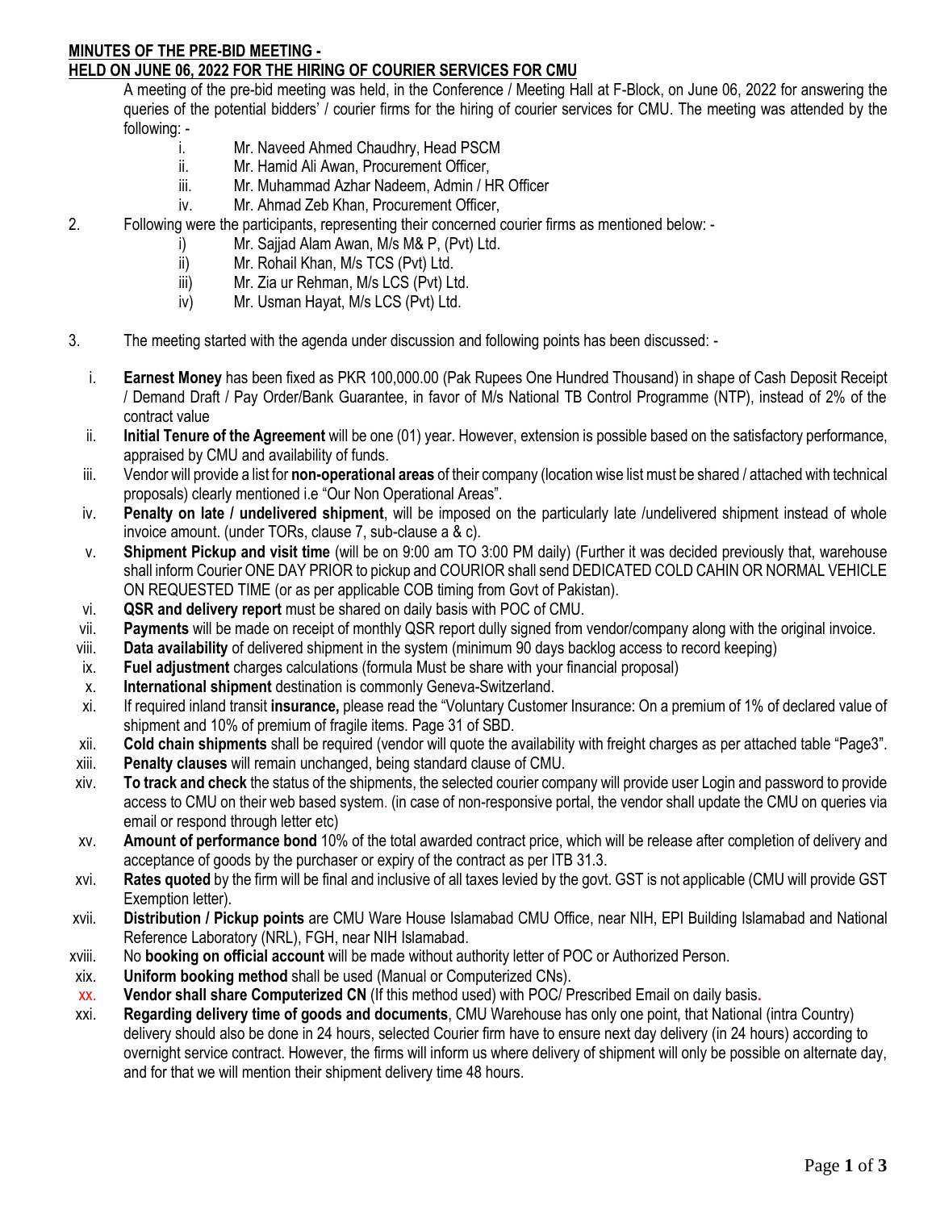**MINUTES OF THE PRE-BID MEETING -**
**HELD ON JUNE 06, 2022 FOR THE HIRING OF COURIER SERVICES FOR CMU**

A meeting of the pre-bid meeting was held, in the Conference / Meeting Hall at F-Block, on June 06, 2022 for answering the queries of the potential bidders' / courier firms for the hiring of courier services for CMU. The meeting was attended by the following: -

i. Mr. Naveed Ahmed Chaudhry, Head PSCM
ii. Mr. Hamid Ali Awan, Procurement Officer,
iii. Mr. Muhammad Azhar Nadeem, Admin / HR Officer
iv. Mr. Ahmad Zeb Khan, Procurement Officer,

2. Following were the participants, representing their concerned courier firms as mentioned below: -

i) Mr. Sajjad Alam Awan, M/s M& P, (Pvt) Ltd.
ii) Mr. Rohail Khan, M/s TCS (Pvt) Ltd.
iii) Mr. Zia ur Rehman, M/s LCS (Pvt) Ltd.
iv) Mr. Usman Hayat, M/s LCS (Pvt) Ltd.

3. The meeting started with the agenda under discussion and following points has been discussed: -

i. **Earnest Money** has been fixed as PKR 100,000.00 (Pak Rupees One Hundred Thousand) in shape of Cash Deposit Receipt / Demand Draft / Pay Order/Bank Guarantee, in favor of M/s National TB Control Programme (NTP), instead of 2% of the contract value
ii. **Initial Tenure of the Agreement** will be one (01) year. However, extension is possible based on the satisfactory performance, appraised by CMU and availability of funds.
iii. Vendor will provide a list for **non-operational areas** of their company (location wise list must be shared / attached with technical proposals) clearly mentioned i.e "Our Non Operational Areas".
iv. **Penalty on late / undelivered shipment**, will be imposed on the particularly late /undelivered shipment instead of whole invoice amount. (under TORs, clause 7, sub-clause a & c).
v. **Shipment Pickup and visit time** (will be on 9:00 am TO 3:00 PM daily) (Further it was decided previously that, warehouse shall inform Courier ONE DAY PRIOR to pickup and COURIOR shall send DEDICATED COLD CAHIN OR NORMAL VEHICLE ON REQUESTED TIME (or as per applicable COB timing from Govt of Pakistan).
vi. **QSR and delivery report** must be shared on daily basis with POC of CMU.
vii. **Payments** will be made on receipt of monthly QSR report dully signed from vendor/company along with the original invoice.
viii. **Data availability** of delivered shipment in the system (minimum 90 days backlog access to record keeping)
ix. **Fuel adjustment** charges calculations (formula Must be share with your financial proposal)
x. **International shipment** destination is commonly Geneva-Switzerland.
xi. If required inland transit **insurance,** please read the "Voluntary Customer Insurance: On a premium of 1% of declared value of shipment and 10% of premium of fragile items. Page 31 of SBD.
xii. **Cold chain shipments** shall be required (vendor will quote the availability with freight charges as per attached table "Page3".
xiii. **Penalty clauses** will remain unchanged, being standard clause of CMU.
xiv. **To track and check** the status of the shipments, the selected courier company will provide user Login and password to provide access to CMU on their web based system. (in case of non-responsive portal, the vendor shall update the CMU on queries via email or respond through letter etc)
xv. **Amount of performance bond** 10% of the total awarded contract price, which will be release after completion of delivery and acceptance of goods by the purchaser or expiry of the contract as per ITB 31.3.
xvi. **Rates quoted** by the firm will be final and inclusive of all taxes levied by the govt. GST is not applicable (CMU will provide GST Exemption letter).
xvii. **Distribution / Pickup points** are CMU Ware House Islamabad CMU Office, near NIH, EPI Building Islamabad and National Reference Laboratory (NRL), FGH, near NIH Islamabad.
xviii. No **booking on official account** will be made without authority letter of POC or Authorized Person.
xix. **Uniform booking method** shall be used (Manual or Computerized CNs).
xx. **Vendor shall share Computerized CN** (If this method used) with POC/ Prescribed Email on daily basis**.**
xxi. **Regarding delivery time of goods and documents**, CMU Warehouse has only one point, that National (intra Country) delivery should also be done in 24 hours, selected Courier firm have to ensure next day delivery (in 24 hours) according to overnight service contract. However, the firms will inform us where delivery of shipment will only be possible on alternate day, and for that we will mention their shipment delivery time 48 hours.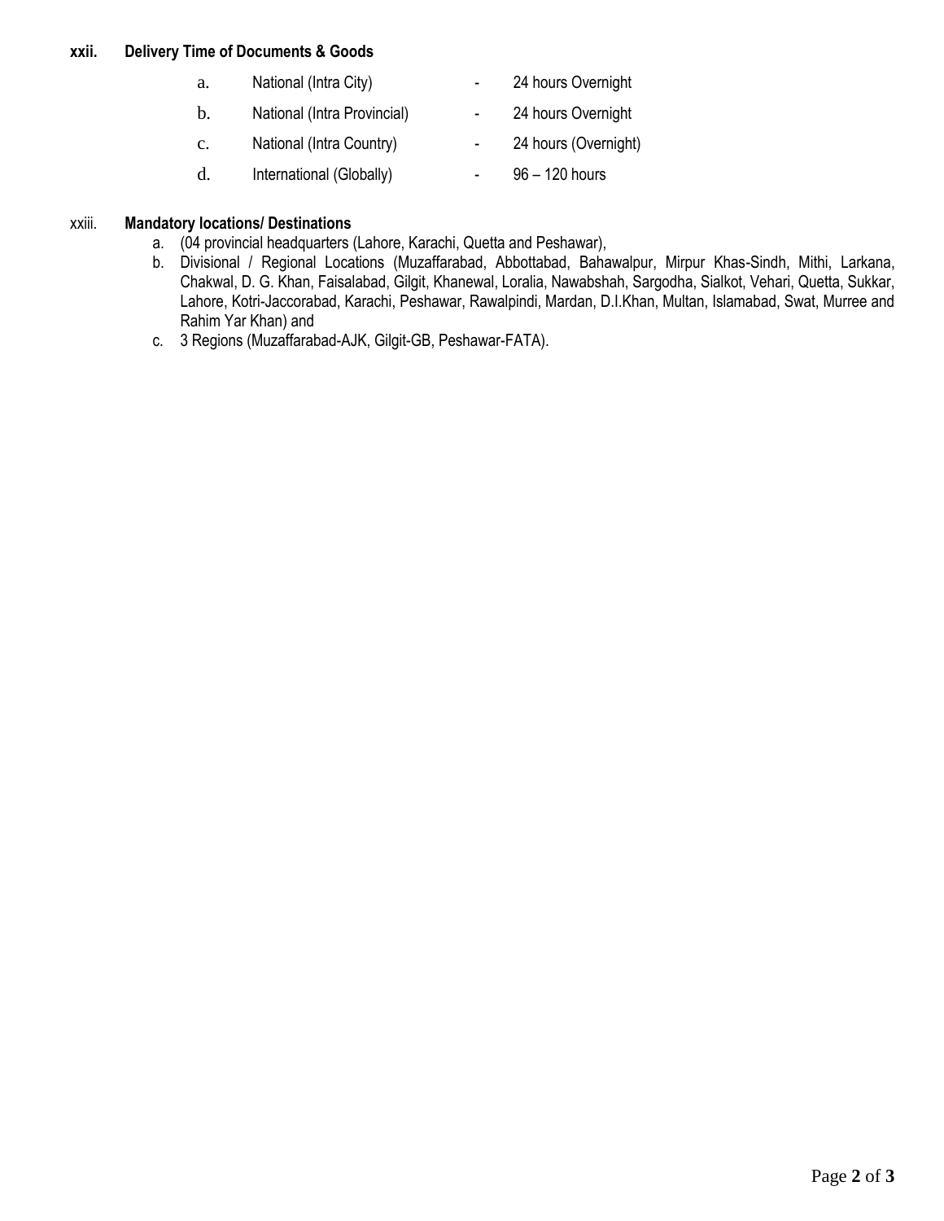**xxii. Delivery Time of Documents & Goods**

a. National (Intra City) - 24 hours Overnight

b. National (Intra Provincial) - 24 hours Overnight

c. National (Intra Country) - 24 hours (Overnight)

d. International (Globally) - 96 – 120 hours

xxiii. **Mandatory locations/ Destinations**

a. (04 provincial headquarters (Lahore, Karachi, Quetta and Peshawar),

b. Divisional / Regional Locations (Muzaffarabad, Abbottabad, Bahawalpur, Mirpur Khas-Sindh, Mithi, Larkana, Chakwal, D. G. Khan, Faisalabad, Gilgit, Khanewal, Loralia, Nawabshah, Sargodha, Sialkot, Vehari, Quetta, Sukkar, Lahore, Kotri-Jaccorabad, Karachi, Peshawar, Rawalpindi, Mardan, D.I.Khan, Multan, Islamabad, Swat, Murree and Rahim Yar Khan) and

c. 3 Regions (Muzaffarabad-AJK, Gilgit-GB, Peshawar-FATA).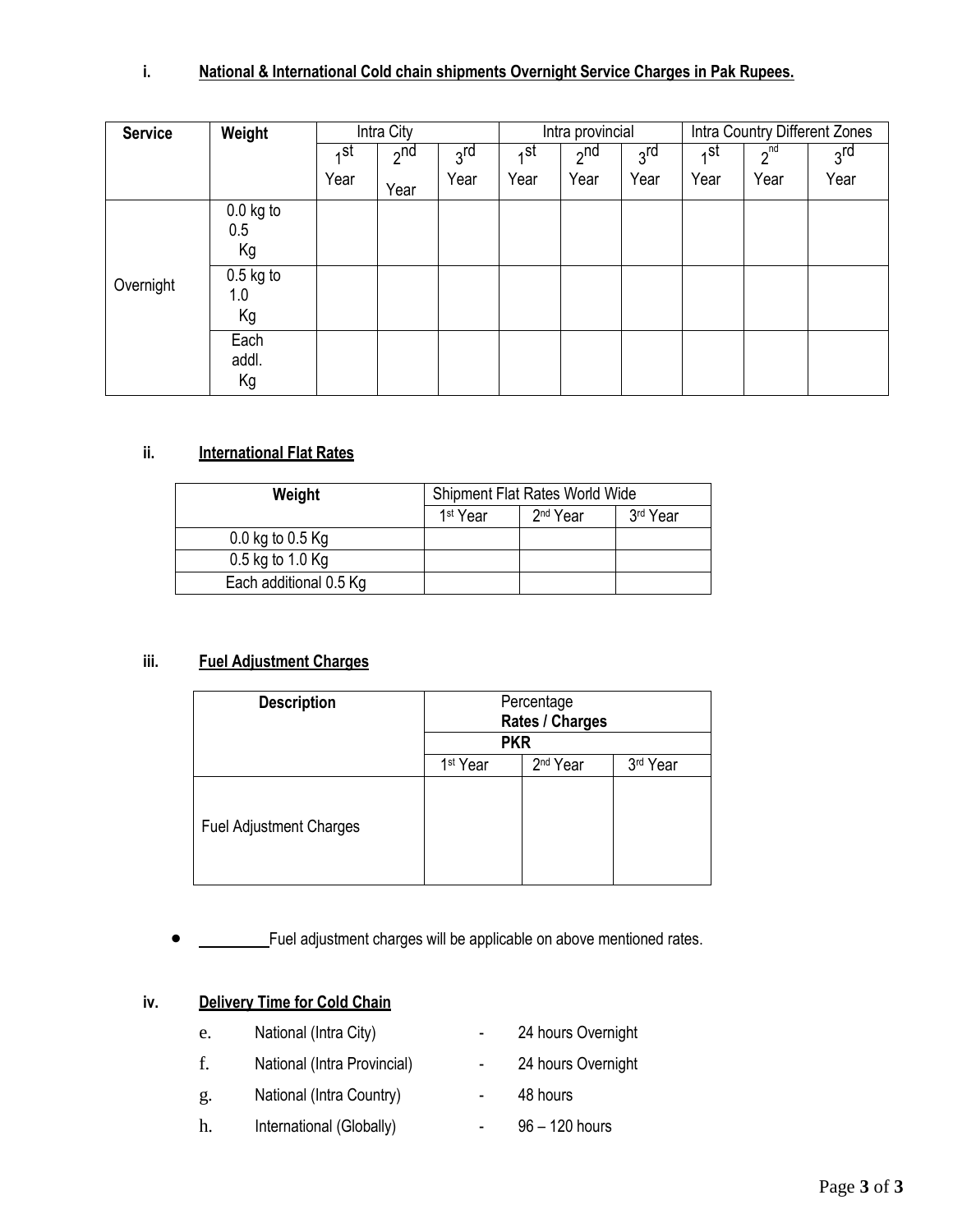### i. National & International Cold chain shipments Overnight Service Charges in Pak Rupees.

| Service | Weight | Intra City | | | Intra provincial | | | Intra Country Different Zones | | |
|---|---|---|---|---|---|---|---|---|---|---|
| | | 1st Year | 2nd Year | 3rd Year | 1st Year | 2nd Year | 3rd Year | 1st Year | 2nd Year | 3rd Year |
| Overnight | 0.0 kg to 0.5 Kg | | | | | | | | | |
| | 0.5 kg to 1.0 Kg | | | | | | | | | |
| | Each addl. Kg | | | | | | | | | |

### ii. International Flat Rates

| Weight | Shipment Flat Rates World Wide | | |
|---|---|---|---|
| | 1st Year | 2nd Year | 3rd Year |
| 0.0 kg to 0.5 Kg | | | |
| 0.5 kg to 1.0 Kg | | | |
| Each additional 0.5 Kg | | | |

### iii. Fuel Adjustment Charges

| Description | Percentage **Rates / Charges** | | |
|---|---|---|---|
| | **PKR** | | |
| | 1st Year | 2nd Year | 3rd Year |
| Fuel Adjustment Charges | | | |

- ________ Fuel adjustment charges will be applicable on above mentioned rates.

### iv. Delivery Time for Cold Chain

e. National (Intra City) - 24 hours Overnight

f. National (Intra Provincial) - 24 hours Overnight

g. National (Intra Country) - 48 hours

h. International (Globally) - 96 – 120 hours